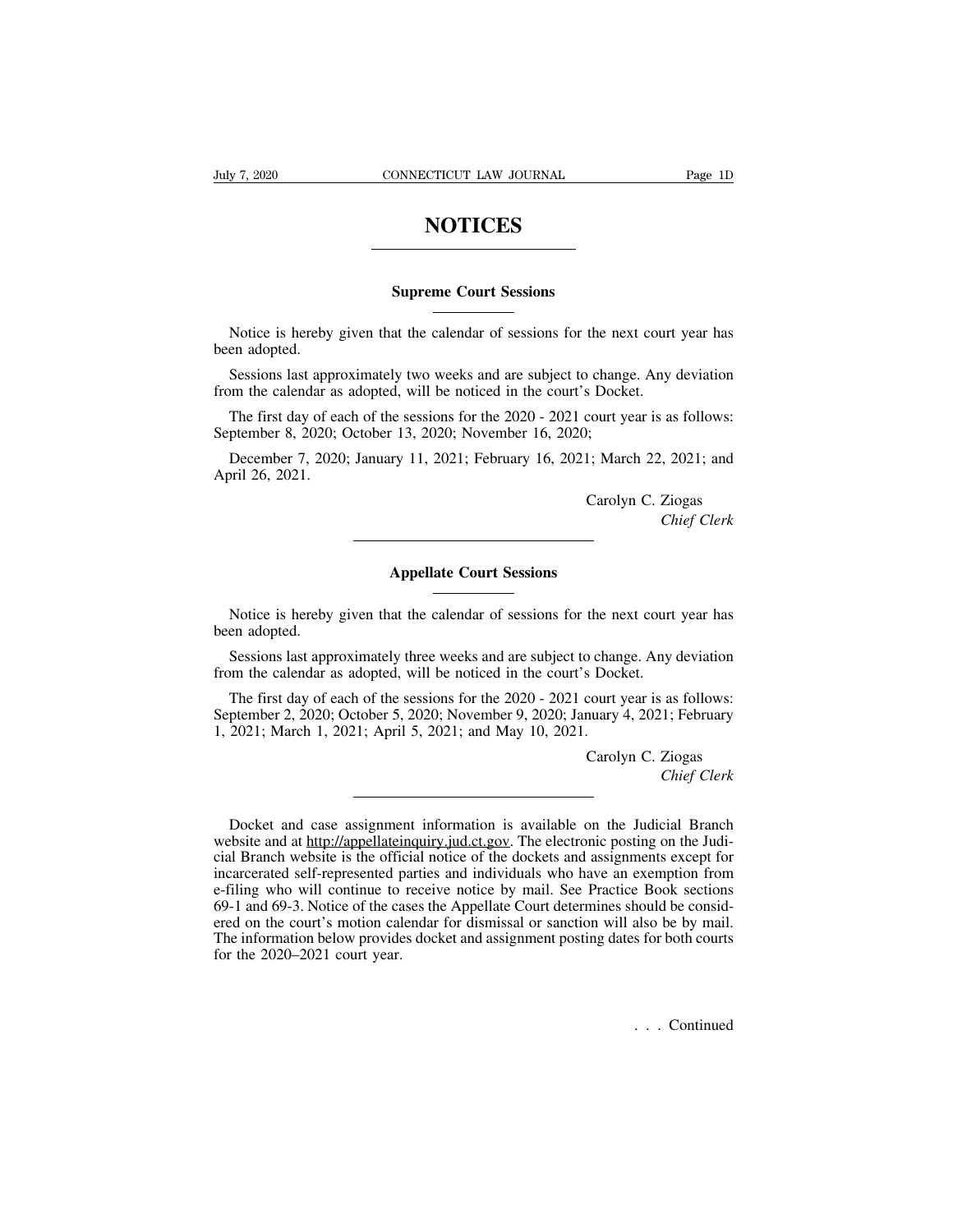# NOTICES

## Supreme Court Sessions

Notice is hereby given that the calendar of sessions for the next court year has been adopted.

Sessions last approximately two weeks and are subject to change. Any deviation from the calendar as adopted, will be noticed in the court's Docket.

The first day of each of the sessions for the 2020 - 2021 court year is as follows: September 8, 2020; October 13, 2020; November 16, 2020;

December 7, 2020; January 11, 2021; February 16, 2021; March 22, 2021; and April 26, 2021.

Carolyn C. Ziogas
*Chief Clerk*

## Appellate Court Sessions

Notice is hereby given that the calendar of sessions for the next court year has been adopted.

Sessions last approximately three weeks and are subject to change. Any deviation from the calendar as adopted, will be noticed in the court's Docket.

The first day of each of the sessions for the 2020 - 2021 court year is as follows: September 2, 2020; October 5, 2020; November 9, 2020; January 4, 2021; February 1, 2021; March 1, 2021; April 5, 2021; and May 10, 2021.

Carolyn C. Ziogas
*Chief Clerk*

---

Docket and case assignment information is available on the Judicial Branch website and at http://appellateinquiry.jud.ct.gov. The electronic posting on the Judicial Branch website is the official notice of the dockets and assignments except for incarcerated self-represented parties and individuals who have an exemption from e-filing who will continue to receive notice by mail. See Practice Book sections 69-1 and 69-3. Notice of the cases the Appellate Court determines should be considered on the court's motion calendar for dismissal or sanction will also be by mail. The information below provides docket and assignment posting dates for both courts for the 2020–2021 court year.

. . . Continued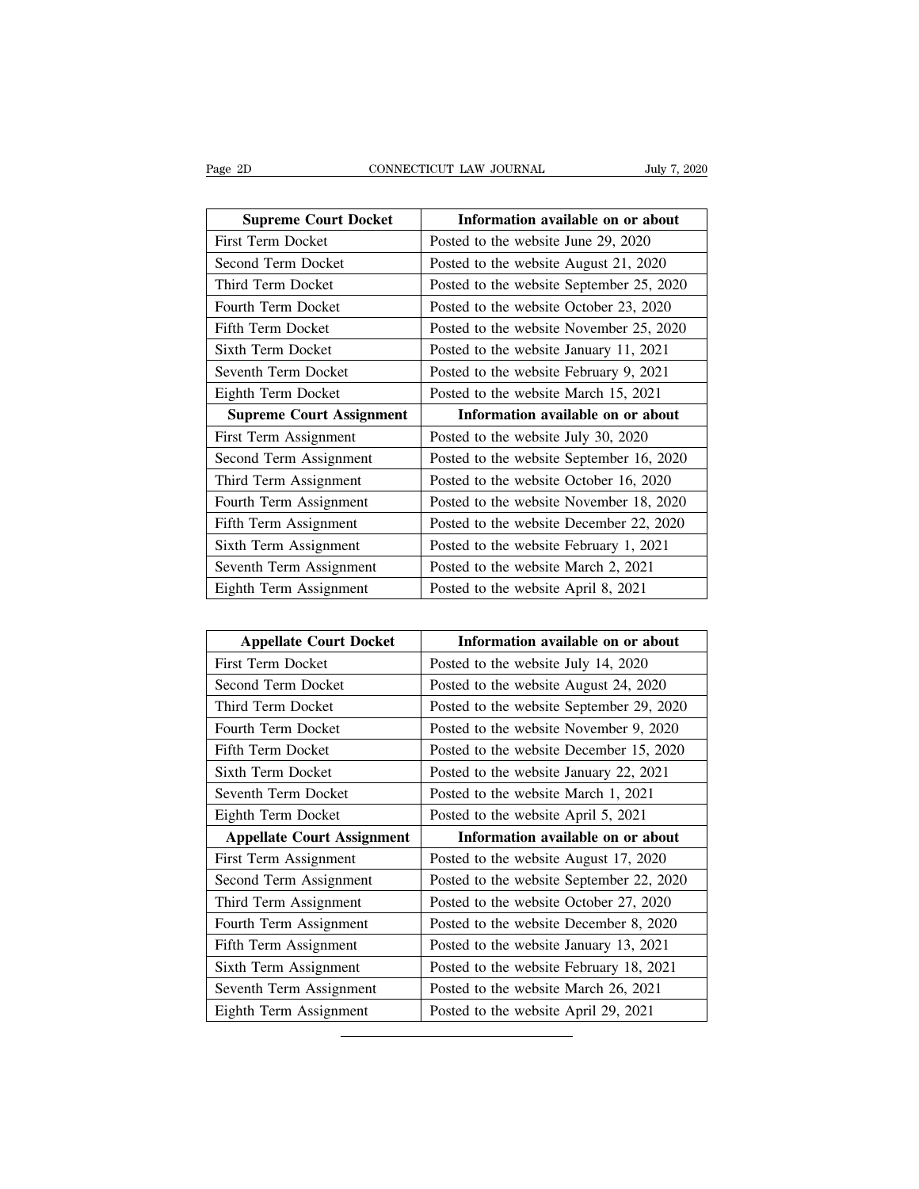| Supreme Court Docket | Information available on or about |
|---|---|
| First Term Docket | Posted to the website June 29, 2020 |
| Second Term Docket | Posted to the website August 21, 2020 |
| Third Term Docket | Posted to the website September 25, 2020 |
| Fourth Term Docket | Posted to the website October 23, 2020 |
| Fifth Term Docket | Posted to the website November 25, 2020 |
| Sixth Term Docket | Posted to the website January 11, 2021 |
| Seventh Term Docket | Posted to the website February 9, 2021 |
| Eighth Term Docket | Posted to the website March 15, 2021 |
| **Supreme Court Assignment** | **Information available on or about** |
| First Term Assignment | Posted to the website July 30, 2020 |
| Second Term Assignment | Posted to the website September 16, 2020 |
| Third Term Assignment | Posted to the website October 16, 2020 |
| Fourth Term Assignment | Posted to the website November 18, 2020 |
| Fifth Term Assignment | Posted to the website December 22, 2020 |
| Sixth Term Assignment | Posted to the website February 1, 2021 |
| Seventh Term Assignment | Posted to the website March 2, 2021 |
| Eighth Term Assignment | Posted to the website April 8, 2021 |

| Appellate Court Docket | Information available on or about |
|---|---|
| First Term Docket | Posted to the website July 14, 2020 |
| Second Term Docket | Posted to the website August 24, 2020 |
| Third Term Docket | Posted to the website September 29, 2020 |
| Fourth Term Docket | Posted to the website November 9, 2020 |
| Fifth Term Docket | Posted to the website December 15, 2020 |
| Sixth Term Docket | Posted to the website January 22, 2021 |
| Seventh Term Docket | Posted to the website March 1, 2021 |
| Eighth Term Docket | Posted to the website April 5, 2021 |
| **Appellate Court Assignment** | **Information available on or about** |
| First Term Assignment | Posted to the website August 17, 2020 |
| Second Term Assignment | Posted to the website September 22, 2020 |
| Third Term Assignment | Posted to the website October 27, 2020 |
| Fourth Term Assignment | Posted to the website December 8, 2020 |
| Fifth Term Assignment | Posted to the website January 13, 2021 |
| Sixth Term Assignment | Posted to the website February 18, 2021 |
| Seventh Term Assignment | Posted to the website March 26, 2021 |
| Eighth Term Assignment | Posted to the website April 29, 2021 |